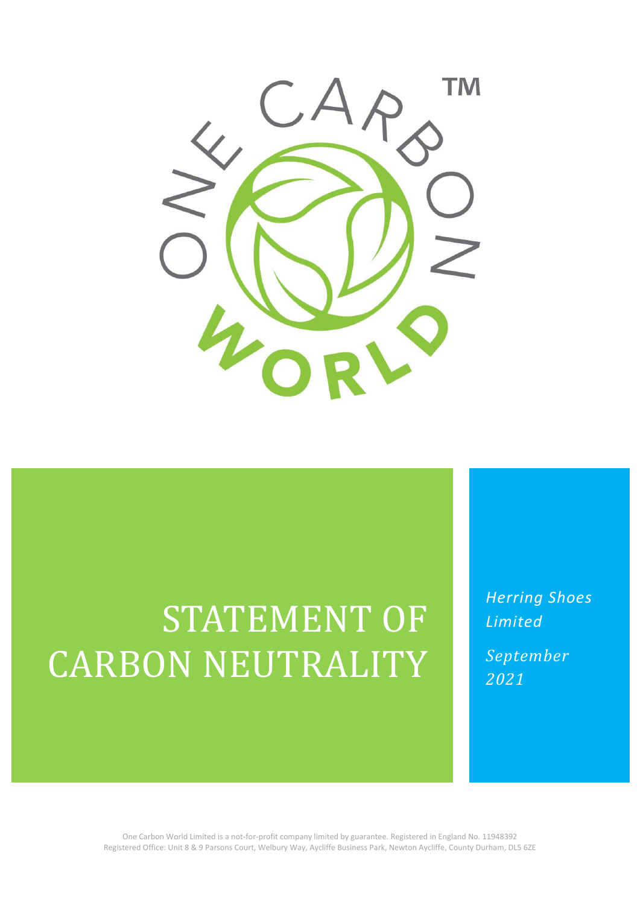# STATEMENT OF CARBON NEUTRALITY

*Herring Shoes Limited*

*September 2021*

One Carbon World Limited is a not-for-profit company limited by guarantee. Registered in England No. 11948392
Registered Office: Unit 8 & 9 Parsons Court, Welbury Way, Aycliffe Business Park, Newton Aycliffe, County Durham, DL5 6ZE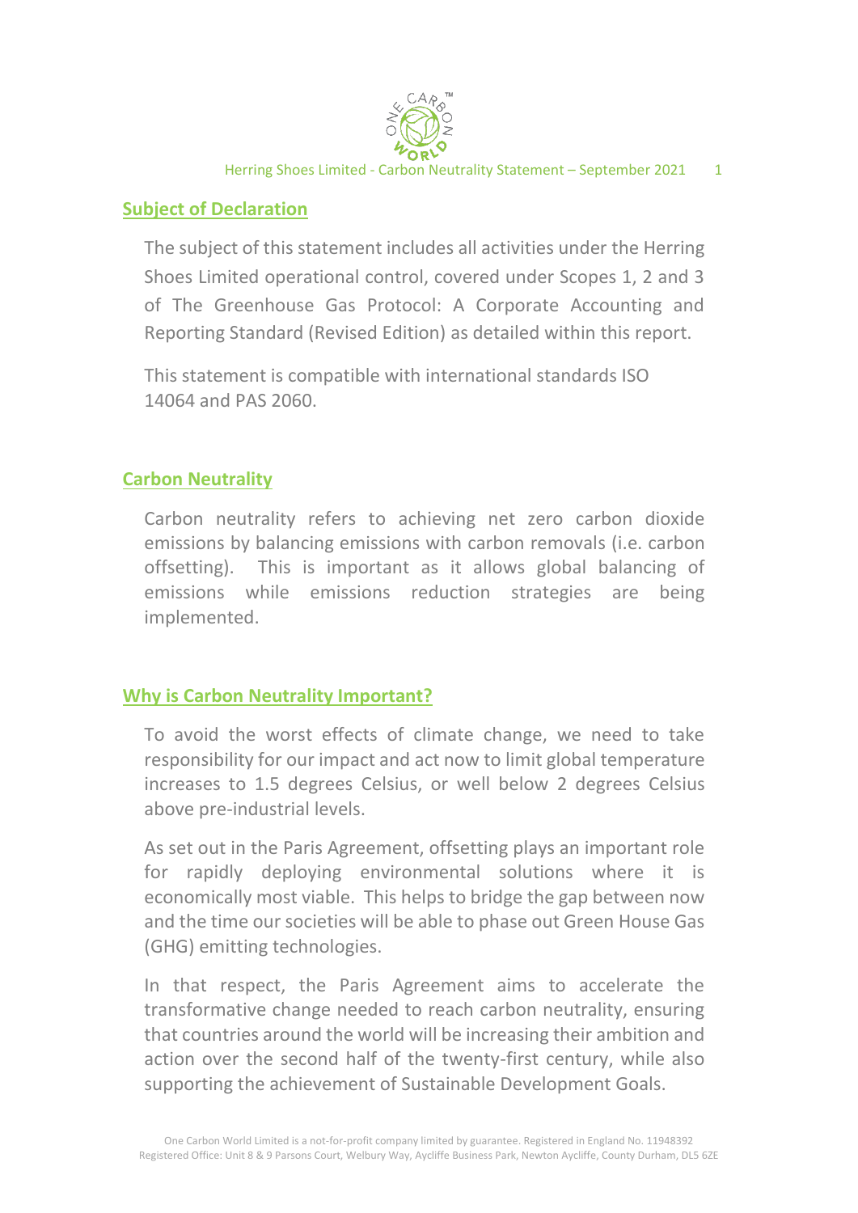## Subject of Declaration

The subject of this statement includes all activities under the Herring Shoes Limited operational control, covered under Scopes 1, 2 and 3 of The Greenhouse Gas Protocol: A Corporate Accounting and Reporting Standard (Revised Edition) as detailed within this report.

This statement is compatible with international standards ISO 14064 and PAS 2060.

## Carbon Neutrality

Carbon neutrality refers to achieving net zero carbon dioxide emissions by balancing emissions with carbon removals (i.e. carbon offsetting). This is important as it allows global balancing of emissions while emissions reduction strategies are being implemented.

## Why is Carbon Neutrality Important?

To avoid the worst effects of climate change, we need to take responsibility for our impact and act now to limit global temperature increases to 1.5 degrees Celsius, or well below 2 degrees Celsius above pre-industrial levels.

As set out in the Paris Agreement, offsetting plays an important role for rapidly deploying environmental solutions where it is economically most viable. This helps to bridge the gap between now and the time our societies will be able to phase out Green House Gas (GHG) emitting technologies.

In that respect, the Paris Agreement aims to accelerate the transformative change needed to reach carbon neutrality, ensuring that countries around the world will be increasing their ambition and action over the second half of the twenty-first century, while also supporting the achievement of Sustainable Development Goals.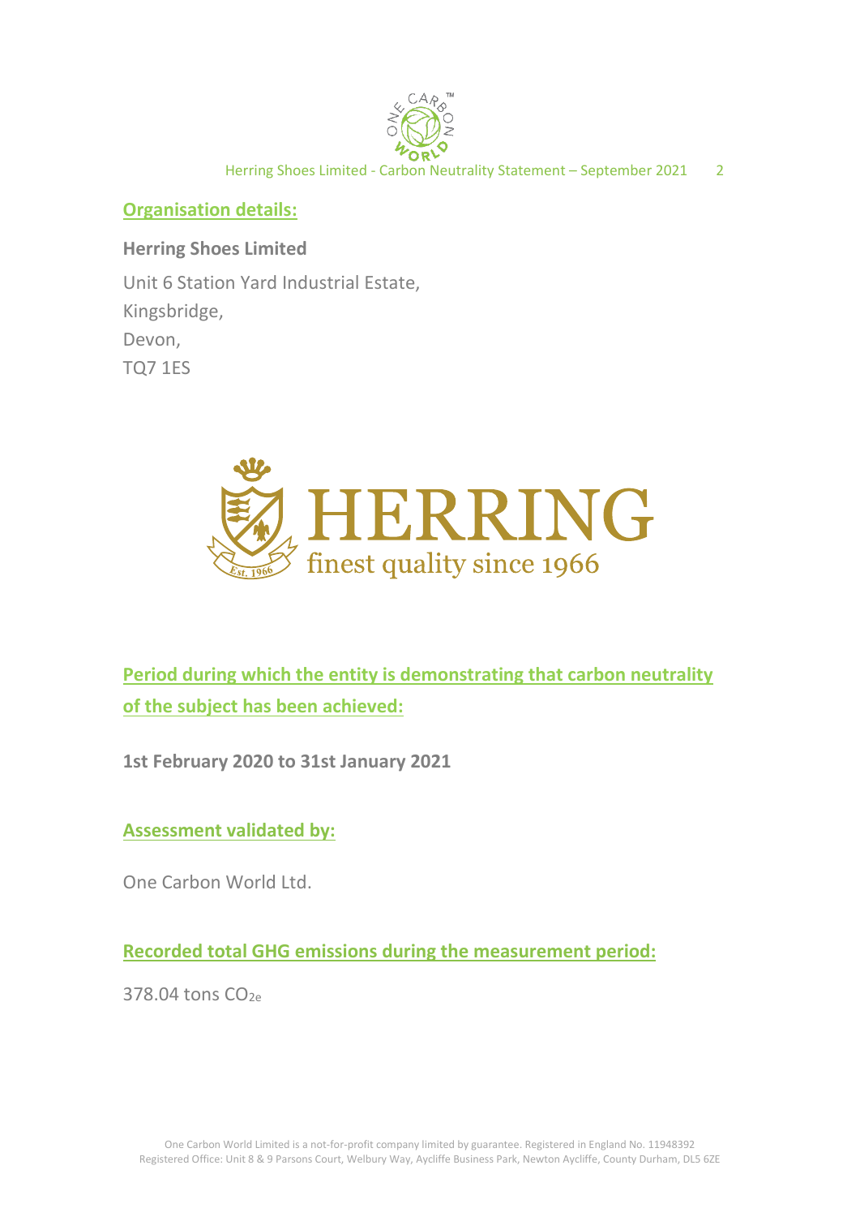## Organisation details:

**Herring Shoes Limited**

Unit 6 Station Yard Industrial Estate,
Kingsbridge,
Devon,
TQ7 1ES

## Period during which the entity is demonstrating that carbon neutrality of the subject has been achieved:

**1st February 2020 to 31st January 2021**

## Assessment validated by:

One Carbon World Ltd.

## Recorded total GHG emissions during the measurement period:

378.04 tons $CO_{2e}$

One Carbon World Limited is a not-for-profit company limited by guarantee. Registered in England No. 11948392
Registered Office: Unit 8 & 9 Parsons Court, Welbury Way, Aycliffe Business Park, Newton Aycliffe, County Durham, DL5 6ZE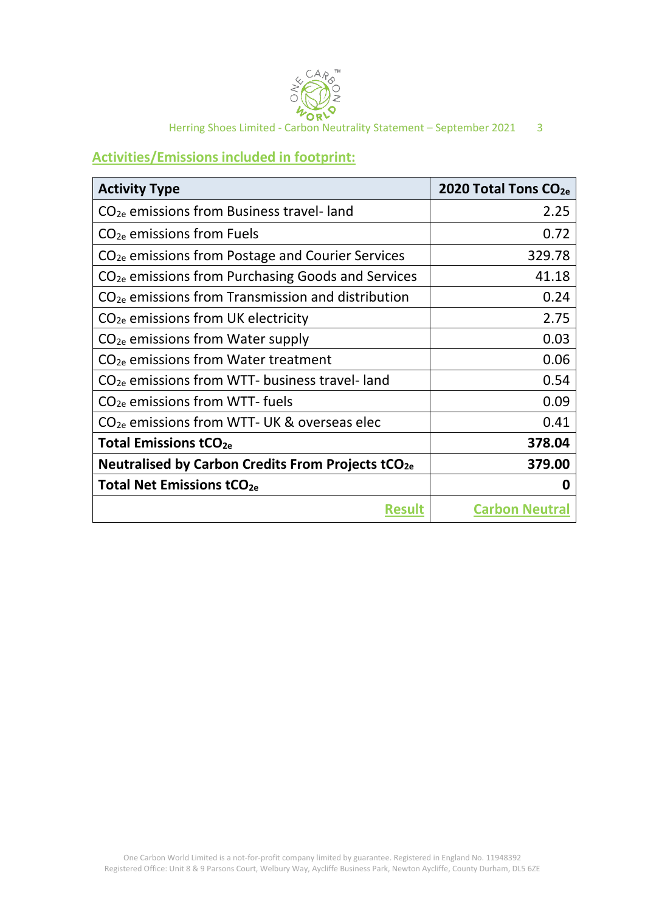## Activities/Emissions included in footprint:

| Activity Type | 2020 Total Tons $CO_{2e}$ |
|---|---:|
| $CO_{2e}$ emissions from Business travel- land | 2.25 |
| $CO_{2e}$ emissions from Fuels | 0.72 |
| $CO_{2e}$ emissions from Postage and Courier Services | 329.78 |
| $CO_{2e}$ emissions from Purchasing Goods and Services | 41.18 |
| $CO_{2e}$ emissions from Transmission and distribution | 0.24 |
| $CO_{2e}$ emissions from UK electricity | 2.75 |
| $CO_{2e}$ emissions from Water supply | 0.03 |
| $CO_{2e}$ emissions from Water treatment | 0.06 |
| $CO_{2e}$ emissions from WTT- business travel- land | 0.54 |
| $CO_{2e}$ emissions from WTT- fuels | 0.09 |
| $CO_{2e}$ emissions from WTT- UK & overseas elec | 0.41 |
| **Total Emissions $tCO_{2e}$** | **378.04** |
| **Neutralised by Carbon Credits From Projects $tCO_{2e}$** | **379.00** |
| **Total Net Emissions $tCO_{2e}$** | **0** |
| **Result** | **Carbon Neutral** |

One Carbon World Limited is a not-for-profit company limited by guarantee. Registered in England No. 11948392
Registered Office: Unit 8 & 9 Parsons Court, Welbury Way, Aycliffe Business Park, Newton Aycliffe, County Durham, DL5 6ZE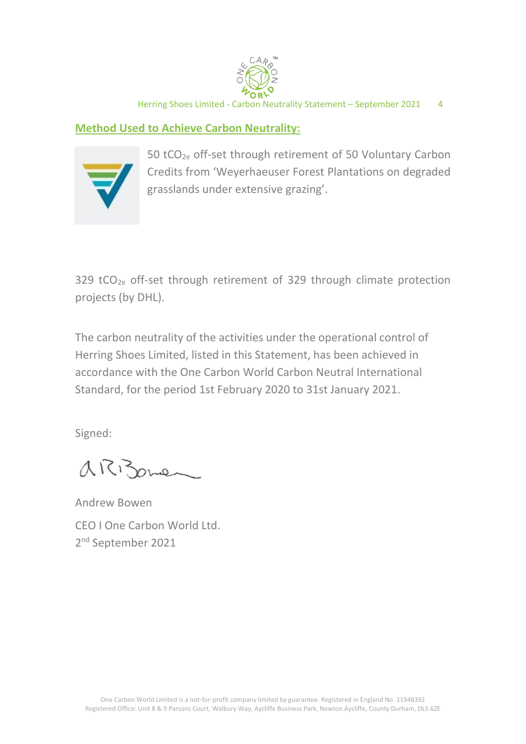## Method Used to Achieve Carbon Neutrality:

50 $tCO_{2e}$ off-set through retirement of 50 Voluntary Carbon Credits from 'Weyerhaeuser Forest Plantations on degraded grasslands under extensive grazing'.

329 $tCO_{2e}$ off-set through retirement of 329 through climate protection projects (by DHL).

The carbon neutrality of the activities under the operational control of Herring Shoes Limited, listed in this Statement, has been achieved in accordance with the One Carbon World Carbon Neutral International Standard, for the period 1st February 2020 to 31st January 2021.

Signed:

Andrew Bowen

CEO I One Carbon World Ltd.

2nd September 2021

One Carbon World Limited is a not-for-profit company limited by guarantee. Registered in England No. 11948392
Registered Office: Unit 8 & 9 Parsons Court, Welbury Way, Aycliffe Business Park, Newton Aycliffe, County Durham, DL5 6ZE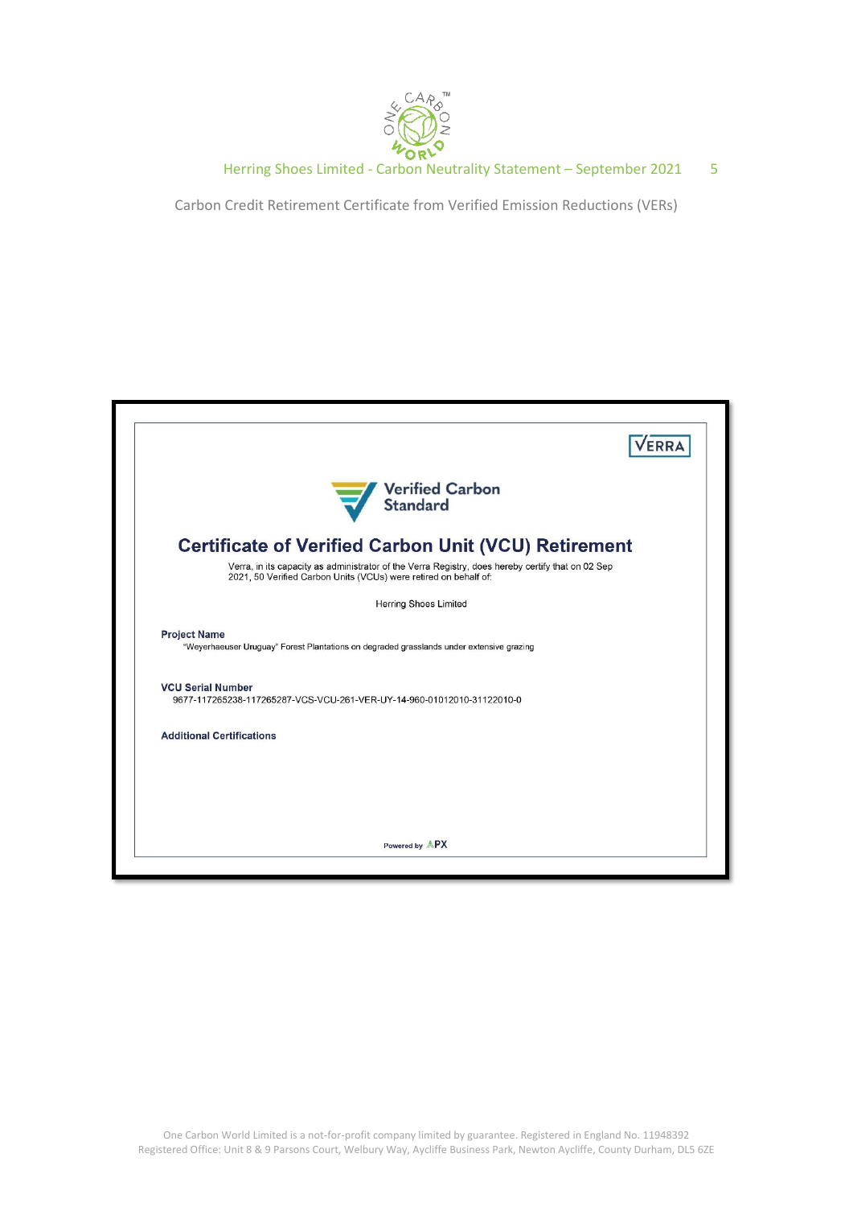Carbon Credit Retirement Certificate from Verified Emission Reductions (VERs)

VERRA

Verified Carbon Standard

# Certificate of Verified Carbon Unit (VCU) Retirement

Verra, in its capacity as administrator of the Verra Registry, does hereby certify that on 02 Sep 2021, 50 Verified Carbon Units (VCUs) were retired on behalf of:

Herring Shoes Limited

**Project Name**

"Weyerhaeuser Uruguay" Forest Plantations on degraded grasslands under extensive grazing

**VCU Serial Number**

9677-117265238-117265287-VCS-VCU-261-VER-UY-14-960-01012010-31122010-0

**Additional Certifications**

Powered by APX

One Carbon World Limited is a not-for-profit company limited by guarantee. Registered in England No. 11948392
Registered Office: Unit 8 & 9 Parsons Court, Welbury Way, Aycliffe Business Park, Newton Aycliffe, County Durham, DL5 6ZE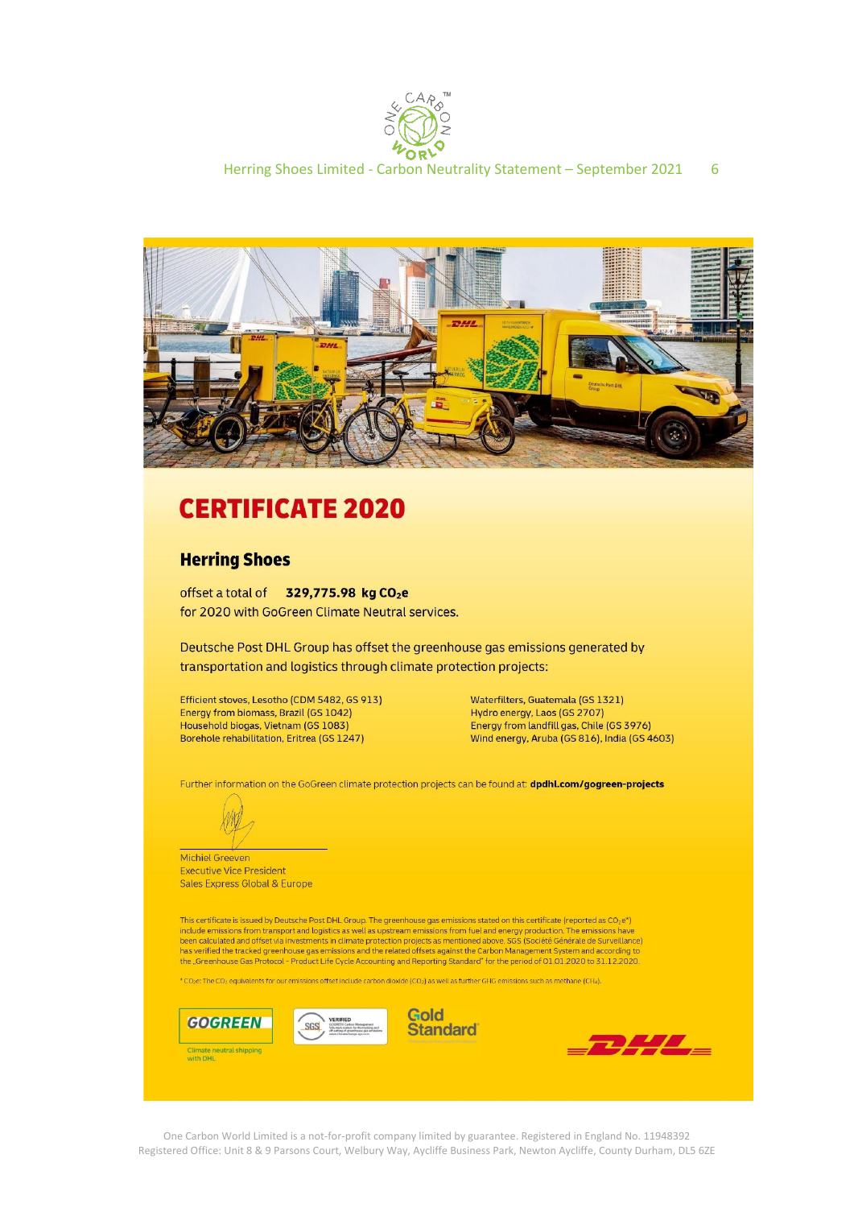# CERTIFICATE 2020

## Herring Shoes

offset a total of **329,775.98 kg $CO_2e$**
for 2020 with GoGreen Climate Neutral services.

Deutsche Post DHL Group has offset the greenhouse gas emissions generated by transportation and logistics through climate protection projects:

Efficient stoves, Lesotho (CDM 5482, GS 913)
Energy from biomass, Brazil (GS 1042)
Household biogas, Vietnam (GS 1083)
Borehole rehabilitation, Eritrea (GS 1247)
Waterfilters, Guatemala (GS 1321)
Hydro energy, Laos (GS 2707)
Energy from landfill gas, Chile (GS 3976)
Wind energy, Aruba (GS 816), India (GS 4603)

Further information on the GoGreen climate protection projects can be found at: **dpdhl.com/gogreen-projects**

Michiel Greeven
Executive Vice President
Sales Express Global & Europe

This certificate is issued by Deutsche Post DHL Group. The greenhouse gas emissions stated on this certificate (reported as $CO_2e$*) include emissions from transport and logistics as well as upstream emissions from fuel and energy production. The emissions have been calculated and offset via investments in climate protection projects as mentioned above. SGS (Société Générale de Surveillance) has verified the tracked greenhouse gas emissions and the related offsets against the Carbon Management System and according to the „Greenhouse Gas Protocol - Product Life Cycle Accounting and Reporting Standard" for the period of 01.01.2020 to 31.12.2020.

* $CO_2e$: The $CO_2$ equivalents for our emissions offset include carbon dioxide ($CO_2$) as well as further GHG emissions such as methane ($CH_4$).

GOGREEN
Climate neutral shipping with DHL

Gold Standard

One Carbon World Limited is a not-for-profit company limited by guarantee. Registered in England No. 11948392
Registered Office: Unit 8 & 9 Parsons Court, Welbury Way, Aycliffe Business Park, Newton Aycliffe, County Durham, DL5 6ZE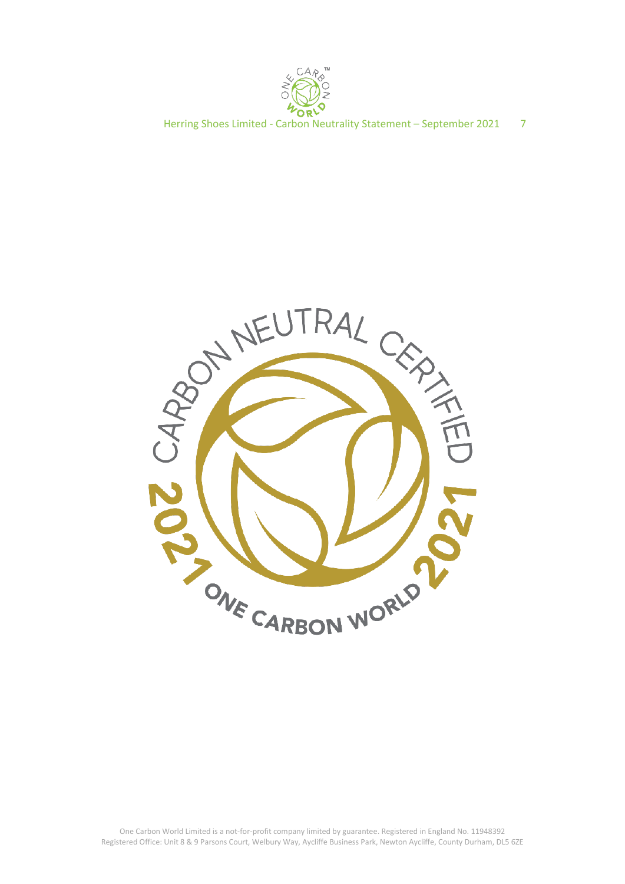CARBON NEUTRAL CERTIFIED

2021 ONE CARBON WORLD 2021

One Carbon World Limited is a not-for-profit company limited by guarantee. Registered in England No. 11948392
Registered Office: Unit 8 & 9 Parsons Court, Welbury Way, Aycliffe Business Park, Newton Aycliffe, County Durham, DL5 6ZE